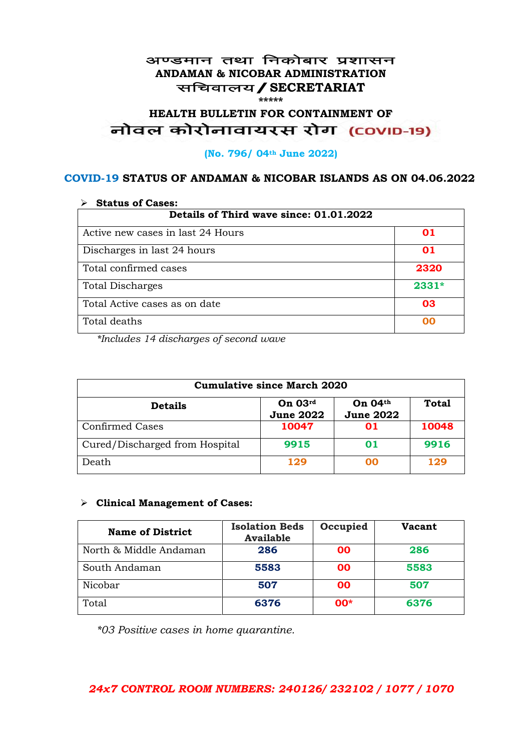# अण्डमान तथा निकोबार प्रशासन
## ANDAMAN & NICOBAR ADMINISTRATION
## सचिवालय / SECRETARIAT

*****

## HEALTH BULLETIN FOR CONTAINMENT OF
## नोवल कोरोनावायरस रोग (COVID-19)

**(No. 796/ 04th June 2022)**

### COVID-19 STATUS OF ANDAMAN & NICOBAR ISLANDS AS ON 04.06.2022

- **Status of Cases:**

| Details of Third wave since: 01.01.2022 | |
|---|---|
| Active new cases in last 24 Hours | 01 |
| Discharges in last 24 hours | 01 |
| Total confirmed cases | 2320 |
| Total Discharges | 2331* |
| Total Active cases as on date | 03 |
| Total deaths | 00 |

*Includes 14 discharges of second wave*

| Cumulative since March 2020 | | | |
|---|---|---|---|
| **Details** | **On 03rd June 2022** | **On 04th June 2022** | **Total** |
| Confirmed Cases | 10047 | 01 | 10048 |
| Cured/Discharged from Hospital | 9915 | 01 | 9916 |
| Death | 129 | 00 | 129 |

- **Clinical Management of Cases:**

| Name of District | Isolation Beds Available | Occupied | Vacant |
|---|---|---|---|
| North & Middle Andaman | 286 | 00 | 286 |
| South Andaman | 5583 | 00 | 5583 |
| Nicobar | 507 | 00 | 507 |
| Total | 6376 | 00* | 6376 |

*\*03 Positive cases in home quarantine.*

***24x7 CONTROL ROOM NUMBERS: 240126/ 232102 / 1077 / 1070***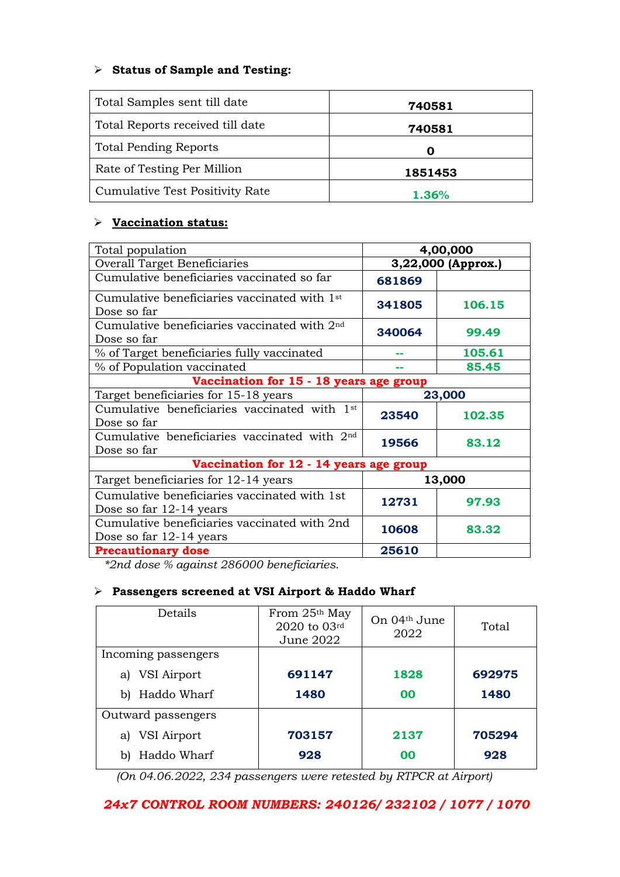- **Status of Sample and Testing:**

| | |
|---|---|
| Total Samples sent till date | **740581** |
| Total Reports received till date | **740581** |
| Total Pending Reports | **0** |
| Rate of Testing Per Million | **1851453** |
| Cumulative Test Positivity Rate | **1.36%** |

- **Vaccination status:**

| | | |
|---|---|---|
| Total population | **4,00,000** | |
| Overall Target Beneficiaries | **3,22,000 (Approx.)** | |
| Cumulative beneficiaries vaccinated so far | **681869** | |
| Cumulative beneficiaries vaccinated with 1st Dose so far | **341805** | **106.15** |
| Cumulative beneficiaries vaccinated with 2nd Dose so far | **340064** | **99.49** |
| % of Target beneficiaries fully vaccinated | -- | **105.61** |
| % of Population vaccinated | -- | **85.45** |
| **Vaccination for 15 - 18 years age group** | | |
| Target beneficiaries for 15-18 years | **23,000** | |
| Cumulative beneficiaries vaccinated with 1st Dose so far | **23540** | **102.35** |
| Cumulative beneficiaries vaccinated with 2nd Dose so far | **19566** | **83.12** |
| **Vaccination for 12 - 14 years age group** | | |
| Target beneficiaries for 12-14 years | **13,000** | |
| Cumulative beneficiaries vaccinated with 1st Dose so far 12-14 years | **12731** | **97.93** |
| Cumulative beneficiaries vaccinated with 2nd Dose so far 12-14 years | **10608** | **83.32** |
| **Precautionary dose** | **25610** | |

*\*2nd dose % against 286000 beneficiaries.*

- **Passengers screened at VSI Airport & Haddo Wharf**

| Details | From 25th May 2020 to 03rd June 2022 | On 04th June 2022 | Total |
|---|---|---|---|
| Incoming passengers | | | |
| a) VSI Airport | **691147** | **1828** | **692975** |
| b) Haddo Wharf | **1480** | **00** | **1480** |
| Outward passengers | | | |
| a) VSI Airport | **703157** | **2137** | **705294** |
| b) Haddo Wharf | **928** | **00** | **928** |

*(On 04.06.2022, 234 passengers were retested by RTPCR at Airport)*

***24x7 CONTROL ROOM NUMBERS: 240126/ 232102 / 1077 / 1070***